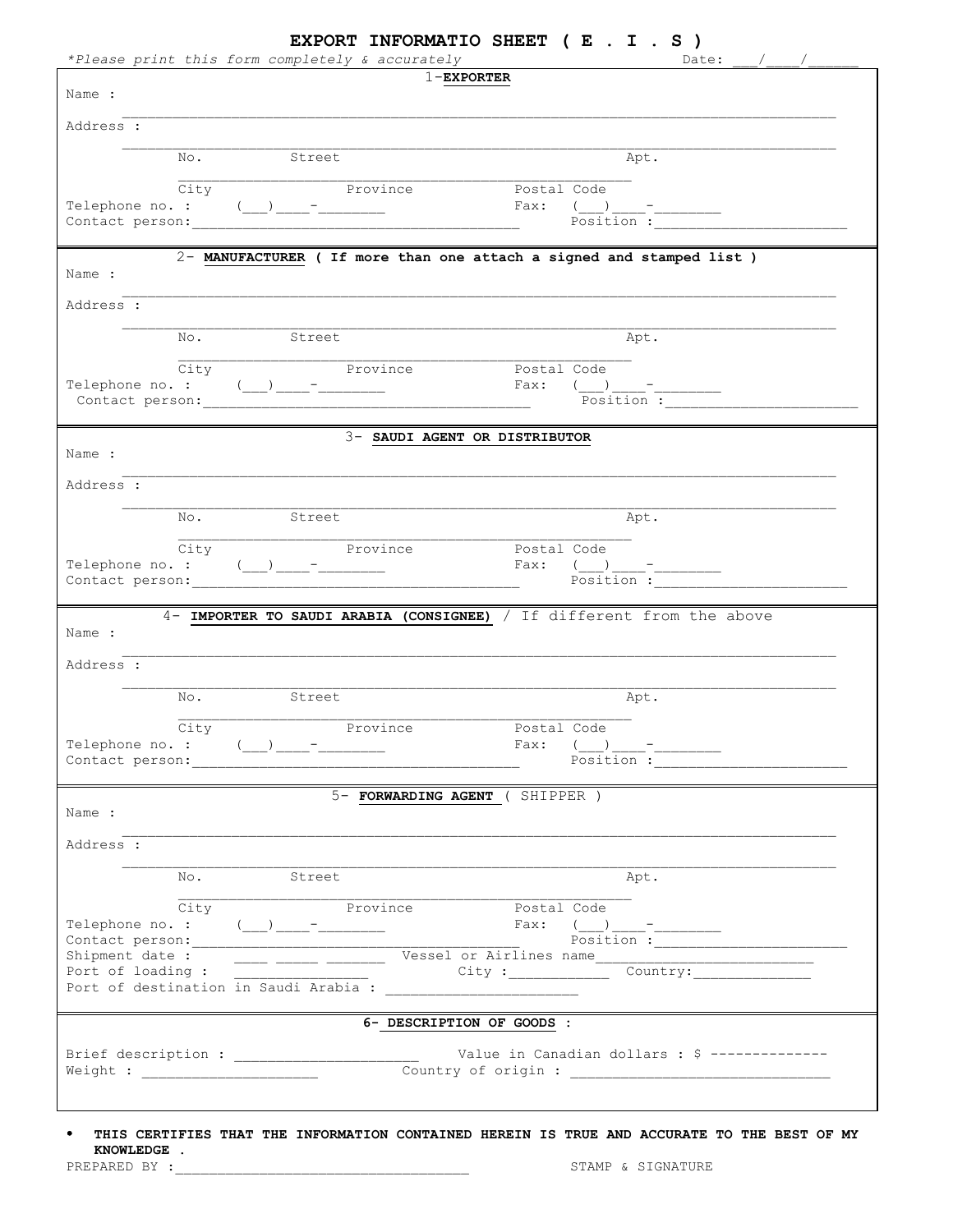# EXPORT INFORMATIO SHEET ( E . I . S )

*\*Please print this form completely & accurately*

Date: ___/____/______

## 1-**EXPORTER**

Name :

_____________________________________________________________________________________

Address :

_____________________________________________________________________________________

No. Street Apt.

_______________________________________________________

City Province Postal Code

Telephone no. : (___)____-________ Fax: (___)____-________

Contact person:_______________________________________ Position :______________________

## 2- **MANUFACTURER ( If more than one attach a signed and stamped list )**

Name :

_____________________________________________________________________________________

Address :

_____________________________________________________________________________________

No. Street Apt.

_______________________________________________________

City Province Postal Code

Telephone no. : (___)____-________ Fax: (___)____-________

Contact person:_______________________________________ Position :______________________

## 3- **SAUDI AGENT OR DISTRIBUTOR**

Name :

_____________________________________________________________________________________

Address :

_____________________________________________________________________________________

No. Street Apt.

_______________________________________________________

City Province Postal Code

Telephone no. : (___)____-________ Fax: (___)____-________

Contact person:_______________________________________ Position :______________________

## 4- **IMPORTER TO SAUDI ARABIA (CONSIGNEE)** / If different from the above

Name :

_____________________________________________________________________________________

Address :

_____________________________________________________________________________________

No. Street Apt.

_______________________________________________________

City Province Postal Code

Telephone no. : (___)____-________ Fax: (___)____-________

Contact person:_______________________________________ Position :______________________

## 5- **FORWARDING AGENT** ( SHIPPER )

Name :

_____________________________________________________________________________________

Address :

_____________________________________________________________________________________

No. Street Apt.

_______________________________________________________

City Province Postal Code

Telephone no. : (___)____-________ Fax: (___)____-________

Contact person:_______________________________________ Position :______________________

Shipment date : ____ _____ _______ Vessel or Airlines name__________________________

Port of loading : ________________ City :___________ Country:______________

Port of destination in Saudi Arabia : _______________________

## 6- **DESCRIPTION OF GOODS** :

Brief description : ______________________ Value in Canadian dollars : $ --------------

Weight : ____________________ Country of origin : ________________________________

- **THIS CERTIFIES THAT THE INFORMATION CONTAINED HEREIN IS TRUE AND ACCURATE TO THE BEST OF MY KNOWLEDGE .**

PREPARED BY :___________________________________ STAMP & SIGNATURE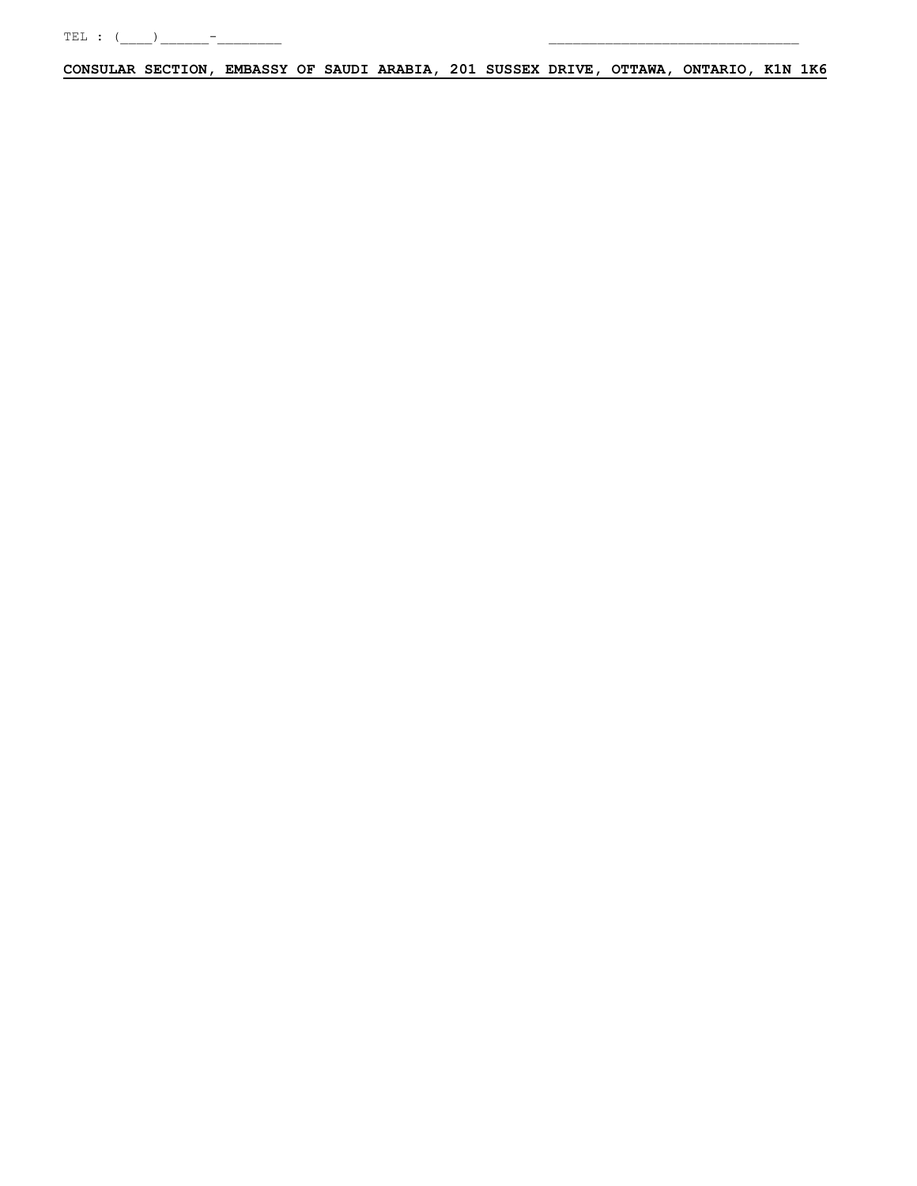TEL : (\_\_\_\_)\_\_\_\_\_\_-\_\_\_\_\_\_\_\_                                        \_\_\_\_\_\_\_\_\_\_\_\_\_\_\_\_\_\_\_\_\_\_\_\_\_\_\_\_\_\_

**CONSULAR SECTION, EMBASSY OF SAUDI ARABIA, 201 SUSSEX DRIVE, OTTAWA, ONTARIO, K1N 1K6**